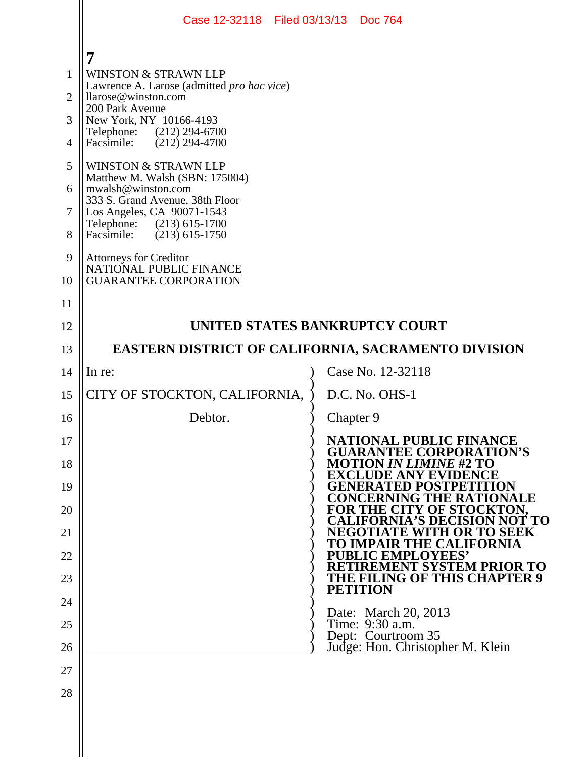WINSTON & STRAWN LLP
Lawrence A. Larose (admitted *pro hac vice*)
llarose@winston.com
200 Park Avenue
New York, NY 10166-4193
Telephone: (212) 294-6700
Facsimile: (212) 294-4700

WINSTON & STRAWN LLP
Matthew M. Walsh (SBN: 175004)
mwalsh@winston.com
333 S. Grand Avenue, 38th Floor
Los Angeles, CA 90071-1543
Telephone: (213) 615-1700
Facsimile: (213) 615-1750

Attorneys for Creditor
NATIONAL PUBLIC FINANCE
GUARANTEE CORPORATION

**UNITED STATES BANKRUPTCY COURT**

**EASTERN DISTRICT OF CALIFORNIA, SACRAMENTO DIVISION**

| | |
|---|---|
| In re:<br><br>CITY OF STOCKTON, CALIFORNIA,<br><br>Debtor. | Case No. 12-32118<br><br>D.C. No. OHS-1<br><br>Chapter 9<br><br>**NATIONAL PUBLIC FINANCE GUARANTEE CORPORATION'S MOTION *IN LIMINE* #2 TO EXCLUDE ANY EVIDENCE GENERATED POSTPETITION CONCERNING THE RATIONALE FOR THE CITY OF STOCKTON, CALIFORNIA'S DECISION NOT TO NEGOTIATE WITH OR TO SEEK TO IMPAIR THE CALIFORNIA PUBLIC EMPLOYEES' RETIREMENT SYSTEM PRIOR TO THE FILING OF THIS CHAPTER 9 PETITION**<br><br>Date: March 20, 2013<br>Time: 9:30 a.m.<br>Dept: Courtroom 35<br>Judge: Hon. Christopher M. Klein |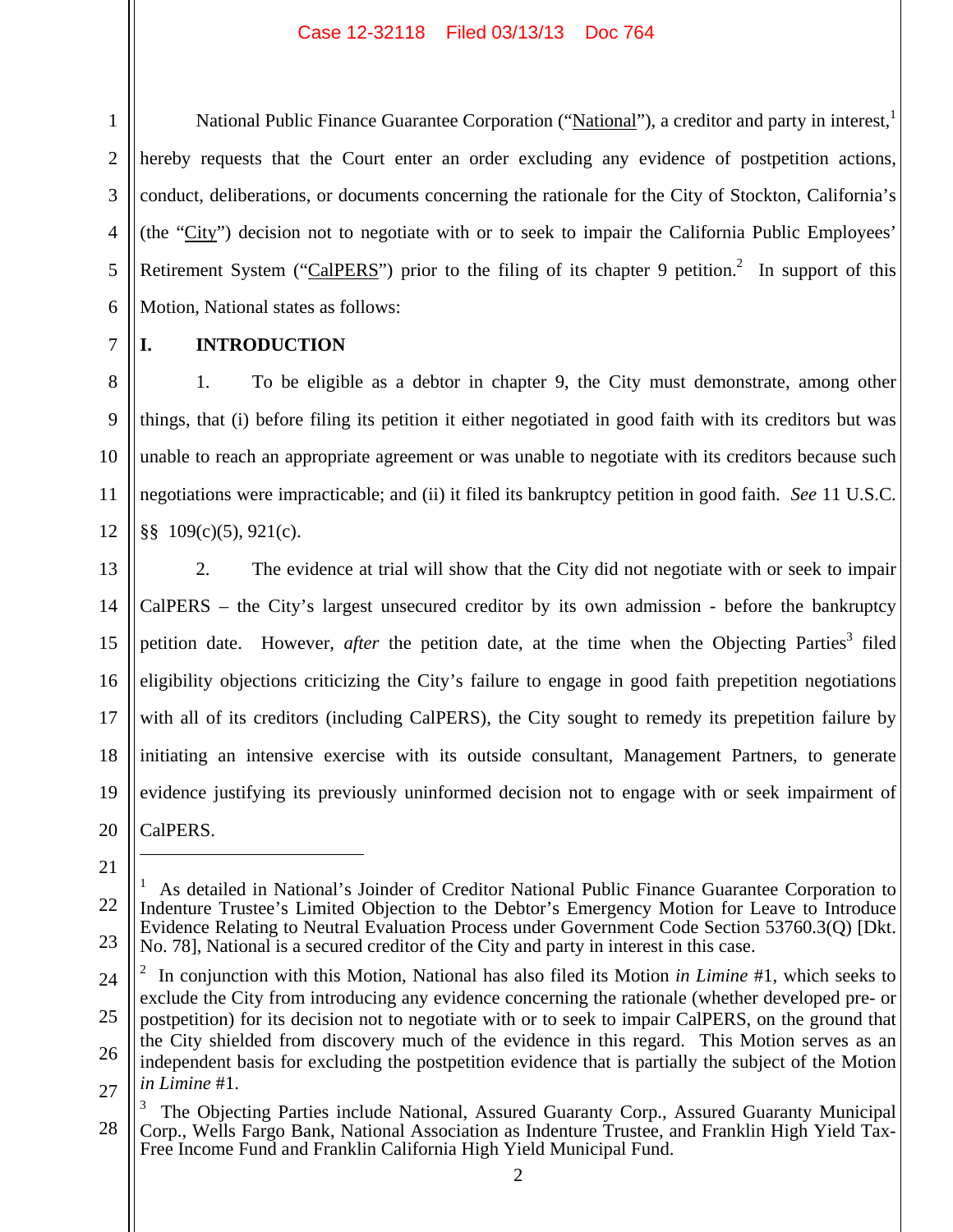National Public Finance Guarantee Corporation ("National"), a creditor and party in interest,[1] hereby requests that the Court enter an order excluding any evidence of postpetition actions, conduct, deliberations, or documents concerning the rationale for the City of Stockton, California's (the "City") decision not to negotiate with or to seek to impair the California Public Employees' Retirement System ("CalPERS") prior to the filing of its chapter 9 petition.[2] In support of this Motion, National states as follows:

## I. INTRODUCTION

1. To be eligible as a debtor in chapter 9, the City must demonstrate, among other things, that (i) before filing its petition it either negotiated in good faith with its creditors but was unable to reach an appropriate agreement or was unable to negotiate with its creditors because such negotiations were impracticable; and (ii) it filed its bankruptcy petition in good faith. *See* 11 U.S.C. §§ 109(c)(5), 921(c).

2. The evidence at trial will show that the City did not negotiate with or seek to impair CalPERS – the City's largest unsecured creditor by its own admission - before the bankruptcy petition date. However, *after* the petition date, at the time when the Objecting Parties[3] filed eligibility objections criticizing the City's failure to engage in good faith prepetition negotiations with all of its creditors (including CalPERS), the City sought to remedy its prepetition failure by initiating an intensive exercise with its outside consultant, Management Partners, to generate evidence justifying its previously uninformed decision not to engage with or seek impairment of CalPERS.

---

[1] As detailed in National's Joinder of Creditor National Public Finance Guarantee Corporation to Indenture Trustee's Limited Objection to the Debtor's Emergency Motion for Leave to Introduce Evidence Relating to Neutral Evaluation Process under Government Code Section 53760.3(Q) [Dkt. No. 78], National is a secured creditor of the City and party in interest in this case.

[2] In conjunction with this Motion, National has also filed its Motion *in Limine* #1, which seeks to exclude the City from introducing any evidence concerning the rationale (whether developed pre- or postpetition) for its decision not to negotiate with or to seek to impair CalPERS, on the ground that the City shielded from discovery much of the evidence in this regard. This Motion serves as an independent basis for excluding the postpetition evidence that is partially the subject of the Motion *in Limine* #1.

[3] The Objecting Parties include National, Assured Guaranty Corp., Assured Guaranty Municipal Corp., Wells Fargo Bank, National Association as Indenture Trustee, and Franklin High Yield Tax-Free Income Fund and Franklin California High Yield Municipal Fund.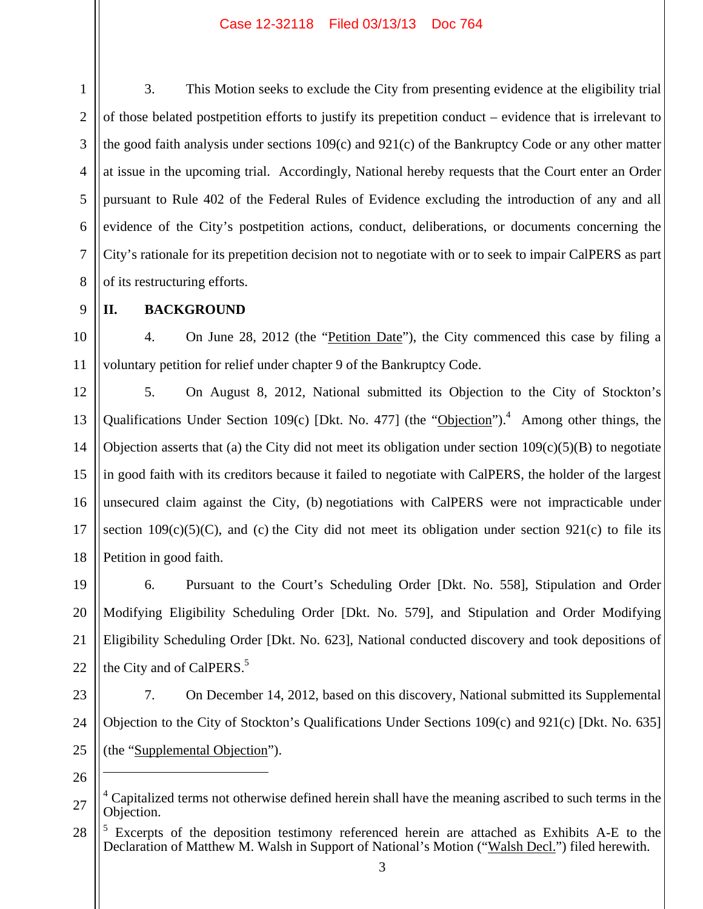3. This Motion seeks to exclude the City from presenting evidence at the eligibility trial of those belated postpetition efforts to justify its prepetition conduct – evidence that is irrelevant to the good faith analysis under sections 109(c) and 921(c) of the Bankruptcy Code or any other matter at issue in the upcoming trial. Accordingly, National hereby requests that the Court enter an Order pursuant to Rule 402 of the Federal Rules of Evidence excluding the introduction of any and all evidence of the City's postpetition actions, conduct, deliberations, or documents concerning the City's rationale for its prepetition decision not to negotiate with or to seek to impair CalPERS as part of its restructuring efforts.

## II. BACKGROUND

4. On June 28, 2012 (the "Petition Date"), the City commenced this case by filing a voluntary petition for relief under chapter 9 of the Bankruptcy Code.

5. On August 8, 2012, National submitted its Objection to the City of Stockton's Qualifications Under Section 109(c) [Dkt. No. 477] (the "Objection").[4] Among other things, the Objection asserts that (a) the City did not meet its obligation under section 109(c)(5)(B) to negotiate in good faith with its creditors because it failed to negotiate with CalPERS, the holder of the largest unsecured claim against the City, (b) negotiations with CalPERS were not impracticable under section 109(c)(5)(C), and (c) the City did not meet its obligation under section 921(c) to file its Petition in good faith.

6. Pursuant to the Court's Scheduling Order [Dkt. No. 558], Stipulation and Order Modifying Eligibility Scheduling Order [Dkt. No. 579], and Stipulation and Order Modifying Eligibility Scheduling Order [Dkt. No. 623], National conducted discovery and took depositions of the City and of CalPERS.[5]

7. On December 14, 2012, based on this discovery, National submitted its Supplemental Objection to the City of Stockton's Qualifications Under Sections 109(c) and 921(c) [Dkt. No. 635] (the "Supplemental Objection").

---

[4] Capitalized terms not otherwise defined herein shall have the meaning ascribed to such terms in the Objection.

[5] Excerpts of the deposition testimony referenced herein are attached as Exhibits A-E to the Declaration of Matthew M. Walsh in Support of National's Motion ("Walsh Decl.") filed herewith.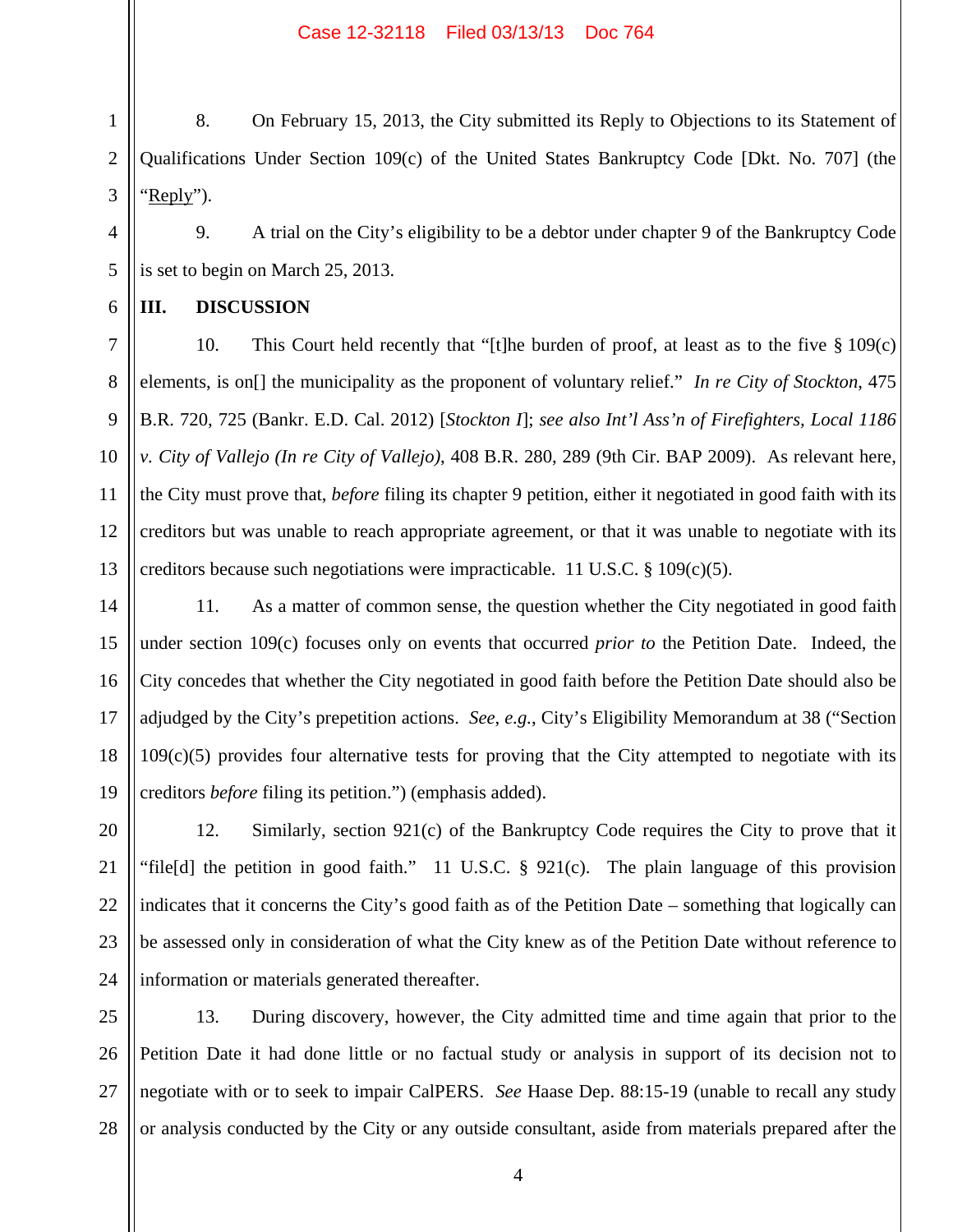8. On February 15, 2013, the City submitted its Reply to Objections to its Statement of Qualifications Under Section 109(c) of the United States Bankruptcy Code [Dkt. No. 707] (the "Reply").

9. A trial on the City's eligibility to be a debtor under chapter 9 of the Bankruptcy Code is set to begin on March 25, 2013.

## III. DISCUSSION

10. This Court held recently that "[t]he burden of proof, at least as to the five § 109(c) elements, is on[] the municipality as the proponent of voluntary relief." *In re City of Stockton*, 475 B.R. 720, 725 (Bankr. E.D. Cal. 2012) [*Stockton I*]; *see also Int'l Ass'n of Firefighters, Local 1186 v. City of Vallejo (In re City of Vallejo)*, 408 B.R. 280, 289 (9th Cir. BAP 2009). As relevant here, the City must prove that, *before* filing its chapter 9 petition, either it negotiated in good faith with its creditors but was unable to reach appropriate agreement, or that it was unable to negotiate with its creditors because such negotiations were impracticable. 11 U.S.C. § 109(c)(5).

11. As a matter of common sense, the question whether the City negotiated in good faith under section 109(c) focuses only on events that occurred *prior to* the Petition Date. Indeed, the City concedes that whether the City negotiated in good faith before the Petition Date should also be adjudged by the City's prepetition actions. *See*, *e.g.*, City's Eligibility Memorandum at 38 ("Section 109(c)(5) provides four alternative tests for proving that the City attempted to negotiate with its creditors *before* filing its petition.") (emphasis added).

12. Similarly, section 921(c) of the Bankruptcy Code requires the City to prove that it "file[d] the petition in good faith." 11 U.S.C. § 921(c). The plain language of this provision indicates that it concerns the City's good faith as of the Petition Date – something that logically can be assessed only in consideration of what the City knew as of the Petition Date without reference to information or materials generated thereafter.

13. During discovery, however, the City admitted time and time again that prior to the Petition Date it had done little or no factual study or analysis in support of its decision not to negotiate with or to seek to impair CalPERS. *See* Haase Dep. 88:15-19 (unable to recall any study or analysis conducted by the City or any outside consultant, aside from materials prepared after the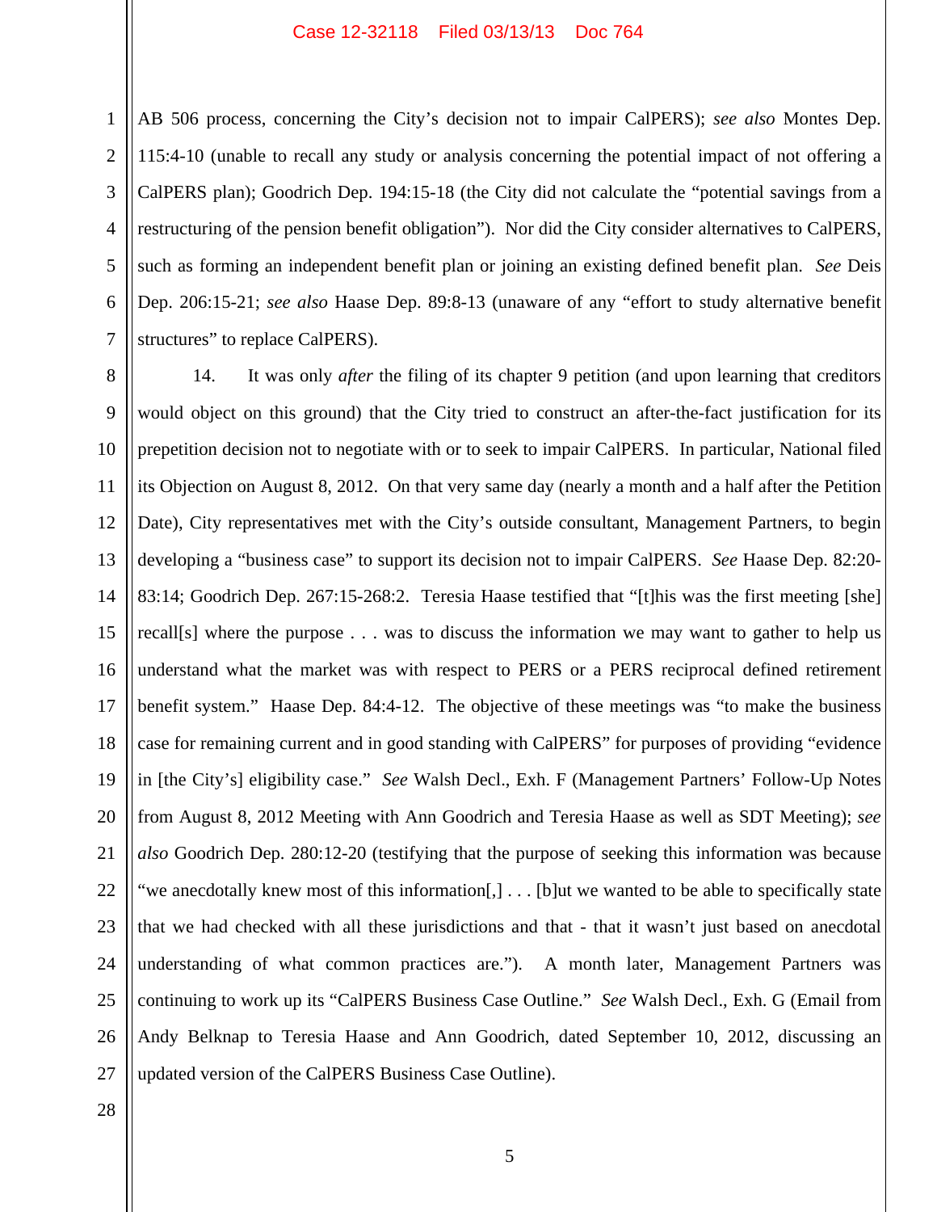AB 506 process, concerning the City's decision not to impair CalPERS); *see also* Montes Dep. 115:4-10 (unable to recall any study or analysis concerning the potential impact of not offering a CalPERS plan); Goodrich Dep. 194:15-18 (the City did not calculate the "potential savings from a restructuring of the pension benefit obligation"). Nor did the City consider alternatives to CalPERS, such as forming an independent benefit plan or joining an existing defined benefit plan. *See* Deis Dep. 206:15-21; *see also* Haase Dep. 89:8-13 (unaware of any "effort to study alternative benefit structures" to replace CalPERS).

14. It was only *after* the filing of its chapter 9 petition (and upon learning that creditors would object on this ground) that the City tried to construct an after-the-fact justification for its prepetition decision not to negotiate with or to seek to impair CalPERS. In particular, National filed its Objection on August 8, 2012. On that very same day (nearly a month and a half after the Petition Date), City representatives met with the City's outside consultant, Management Partners, to begin developing a "business case" to support its decision not to impair CalPERS. *See* Haase Dep. 82:20-83:14; Goodrich Dep. 267:15-268:2. Teresia Haase testified that "[t]his was the first meeting [she] recall[s] where the purpose . . . was to discuss the information we may want to gather to help us understand what the market was with respect to PERS or a PERS reciprocal defined retirement benefit system." Haase Dep. 84:4-12. The objective of these meetings was "to make the business case for remaining current and in good standing with CalPERS" for purposes of providing "evidence in [the City's] eligibility case." *See* Walsh Decl., Exh. F (Management Partners' Follow-Up Notes from August 8, 2012 Meeting with Ann Goodrich and Teresia Haase as well as SDT Meeting); *see also* Goodrich Dep. 280:12-20 (testifying that the purpose of seeking this information was because "we anecdotally knew most of this information[,] . . . [b]ut we wanted to be able to specifically state that we had checked with all these jurisdictions and that - that it wasn't just based on anecdotal understanding of what common practices are."). A month later, Management Partners was continuing to work up its "CalPERS Business Case Outline." *See* Walsh Decl., Exh. G (Email from Andy Belknap to Teresia Haase and Ann Goodrich, dated September 10, 2012, discussing an updated version of the CalPERS Business Case Outline).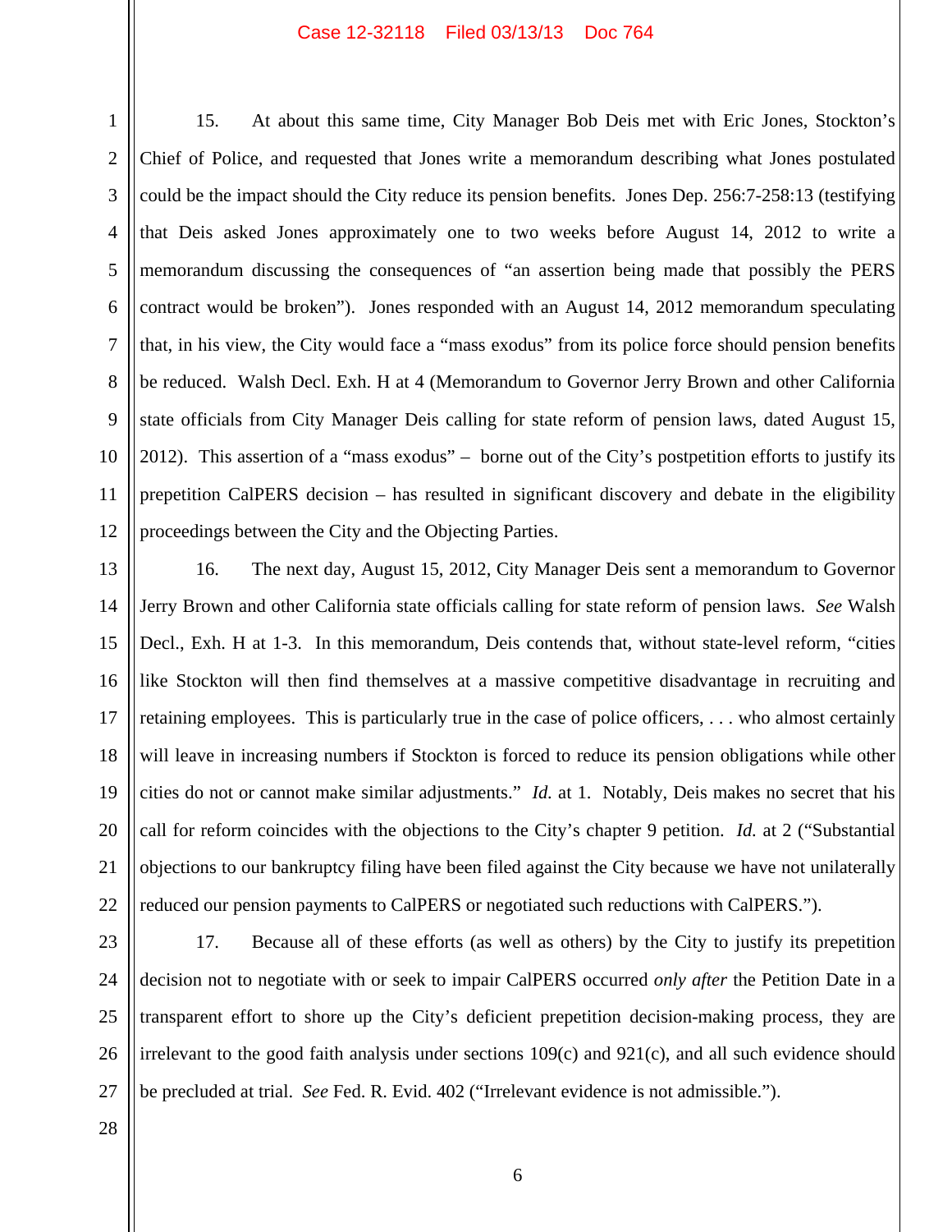15. At about this same time, City Manager Bob Deis met with Eric Jones, Stockton's Chief of Police, and requested that Jones write a memorandum describing what Jones postulated could be the impact should the City reduce its pension benefits. Jones Dep. 256:7-258:13 (testifying that Deis asked Jones approximately one to two weeks before August 14, 2012 to write a memorandum discussing the consequences of "an assertion being made that possibly the PERS contract would be broken"). Jones responded with an August 14, 2012 memorandum speculating that, in his view, the City would face a "mass exodus" from its police force should pension benefits be reduced. Walsh Decl. Exh. H at 4 (Memorandum to Governor Jerry Brown and other California state officials from City Manager Deis calling for state reform of pension laws, dated August 15, 2012). This assertion of a "mass exodus" – borne out of the City's postpetition efforts to justify its prepetition CalPERS decision – has resulted in significant discovery and debate in the eligibility proceedings between the City and the Objecting Parties.

16. The next day, August 15, 2012, City Manager Deis sent a memorandum to Governor Jerry Brown and other California state officials calling for state reform of pension laws. *See* Walsh Decl., Exh. H at 1-3. In this memorandum, Deis contends that, without state-level reform, "cities like Stockton will then find themselves at a massive competitive disadvantage in recruiting and retaining employees. This is particularly true in the case of police officers, . . . who almost certainly will leave in increasing numbers if Stockton is forced to reduce its pension obligations while other cities do not or cannot make similar adjustments." *Id.* at 1. Notably, Deis makes no secret that his call for reform coincides with the objections to the City's chapter 9 petition. *Id.* at 2 ("Substantial objections to our bankruptcy filing have been filed against the City because we have not unilaterally reduced our pension payments to CalPERS or negotiated such reductions with CalPERS.").

17. Because all of these efforts (as well as others) by the City to justify its prepetition decision not to negotiate with or seek to impair CalPERS occurred *only after* the Petition Date in a transparent effort to shore up the City's deficient prepetition decision-making process, they are irrelevant to the good faith analysis under sections 109(c) and 921(c), and all such evidence should be precluded at trial. *See* Fed. R. Evid. 402 ("Irrelevant evidence is not admissible.").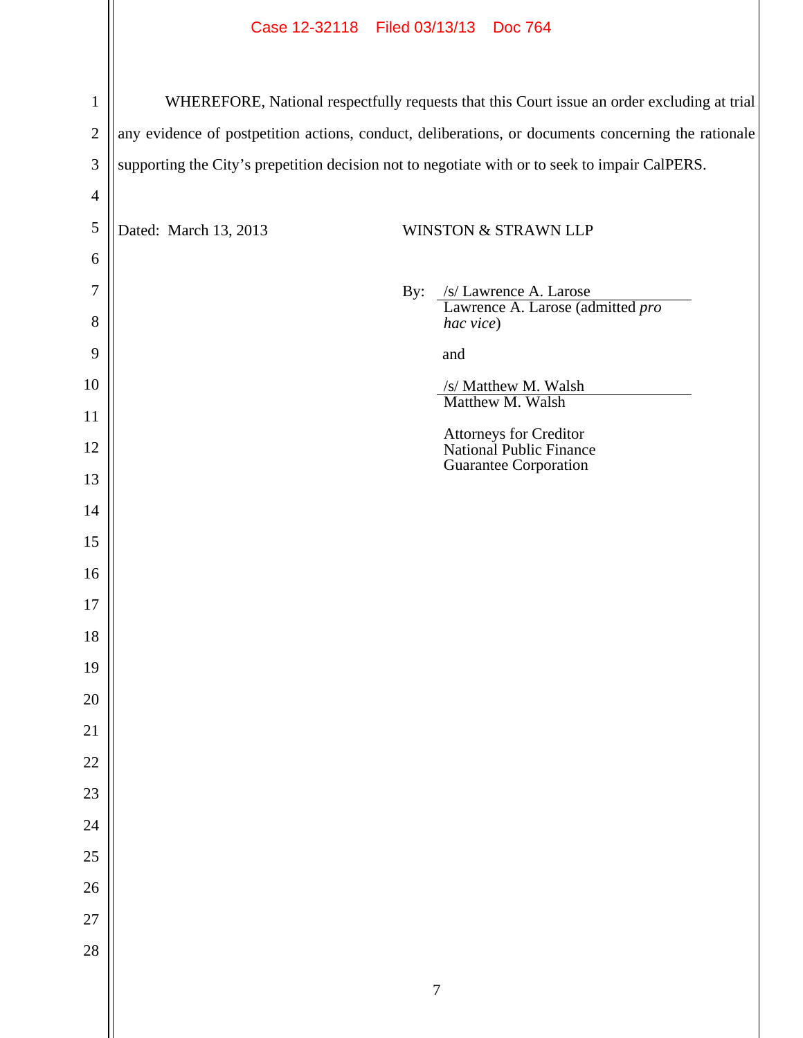WHEREFORE, National respectfully requests that this Court issue an order excluding at trial any evidence of postpetition actions, conduct, deliberations, or documents concerning the rationale supporting the City's prepetition decision not to negotiate with or to seek to impair CalPERS.

Dated: March 13, 2013

WINSTON & STRAWN LLP

By: /s/ Lawrence A. Larose
Lawrence A. Larose (admitted *pro hac vice*)

and

/s/ Matthew M. Walsh
Matthew M. Walsh

Attorneys for Creditor
National Public Finance
Guarantee Corporation